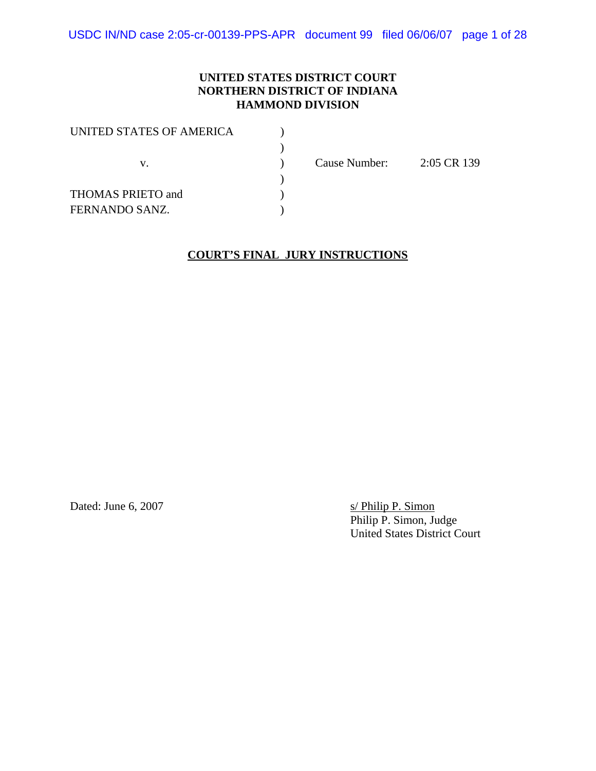**UNITED STATES DISTRICT COURT**
**NORTHERN DISTRICT OF INDIANA**
**HAMMOND DIVISION**

| | | | |
|---|---|---|---|
| UNITED STATES OF AMERICA | ) | | |
| | ) | | |
| v. | ) | Cause Number: | 2:05 CR 139 |
| | ) | | |
| THOMAS PRIETO and | ) | | |
| FERNANDO SANZ. | ) | | |

**COURT'S FINAL JURY INSTRUCTIONS**

Dated: June 6, 2007

s/ Philip P. Simon
Philip P. Simon, Judge
United States District Court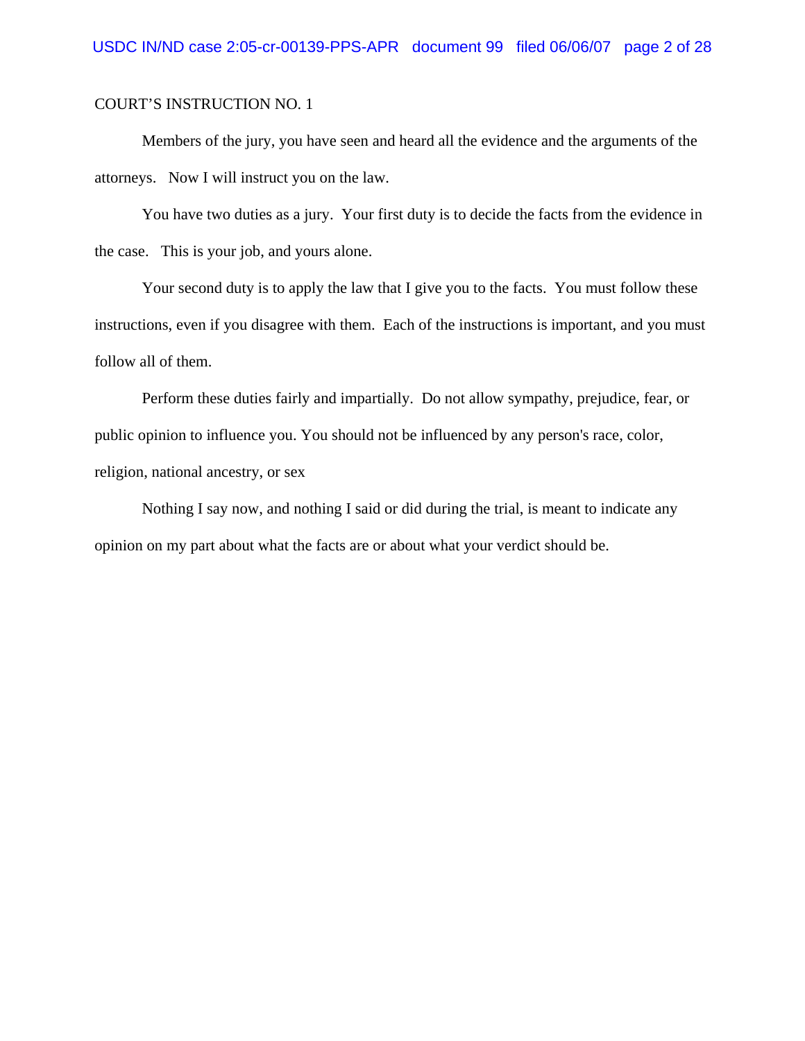COURT'S INSTRUCTION NO. 1

Members of the jury, you have seen and heard all the evidence and the arguments of the attorneys. Now I will instruct you on the law.

You have two duties as a jury. Your first duty is to decide the facts from the evidence in the case. This is your job, and yours alone.

Your second duty is to apply the law that I give you to the facts. You must follow these instructions, even if you disagree with them. Each of the instructions is important, and you must follow all of them.

Perform these duties fairly and impartially. Do not allow sympathy, prejudice, fear, or public opinion to influence you. You should not be influenced by any person's race, color, religion, national ancestry, or sex

Nothing I say now, and nothing I said or did during the trial, is meant to indicate any opinion on my part about what the facts are or about what your verdict should be.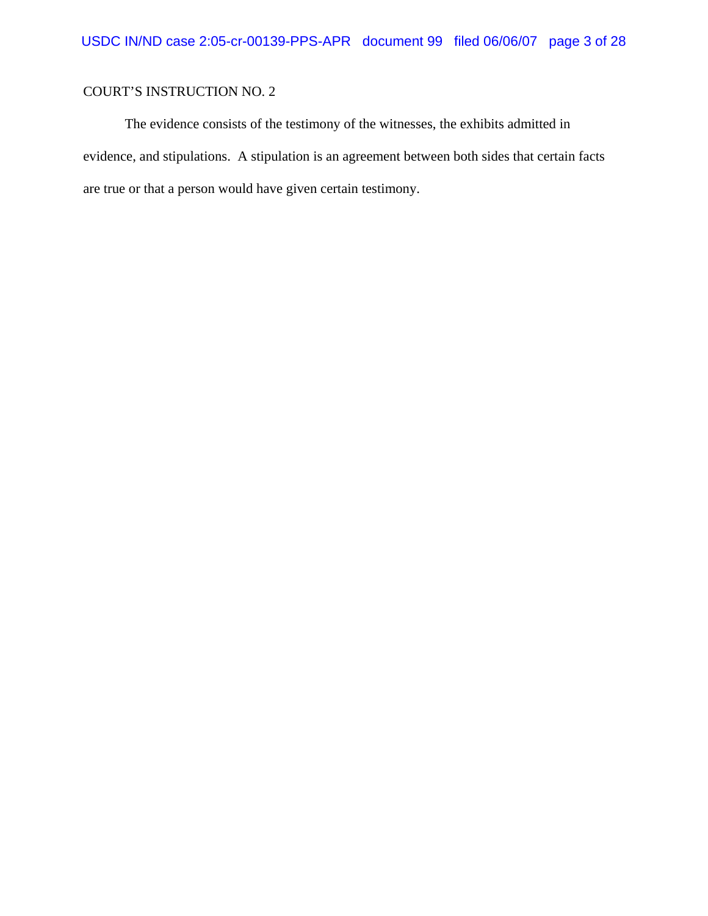COURT'S INSTRUCTION NO. 2

The evidence consists of the testimony of the witnesses, the exhibits admitted in evidence, and stipulations. A stipulation is an agreement between both sides that certain facts are true or that a person would have given certain testimony.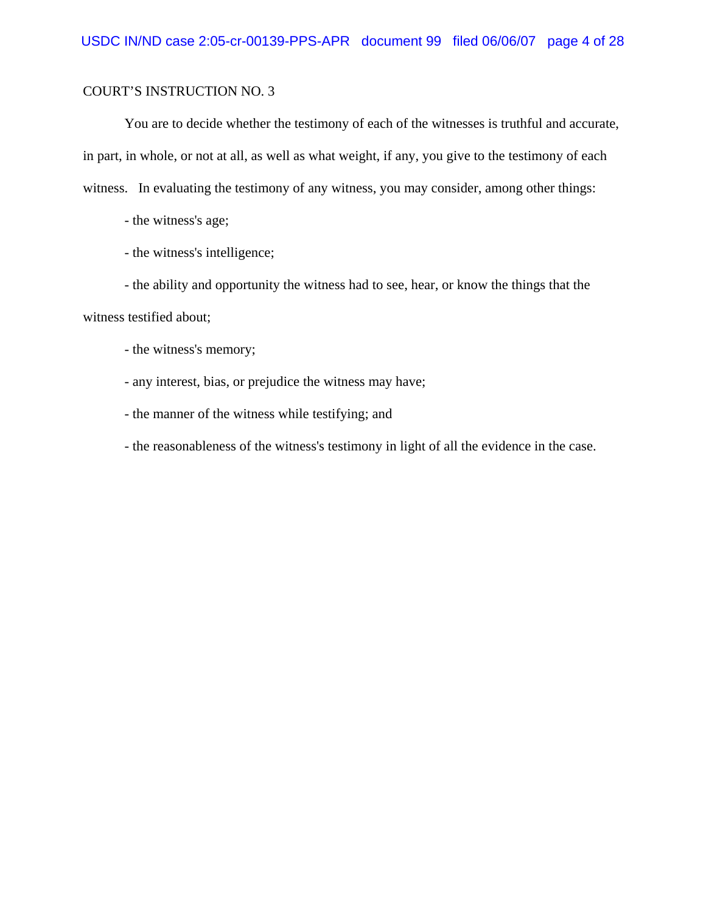COURT'S INSTRUCTION NO. 3

You are to decide whether the testimony of each of the witnesses is truthful and accurate, in part, in whole, or not at all, as well as what weight, if any, you give to the testimony of each witness. In evaluating the testimony of any witness, you may consider, among other things:

- the witness's age;
- the witness's intelligence;
- the ability and opportunity the witness had to see, hear, or know the things that the witness testified about;
- the witness's memory;
- any interest, bias, or prejudice the witness may have;
- the manner of the witness while testifying; and
- the reasonableness of the witness's testimony in light of all the evidence in the case.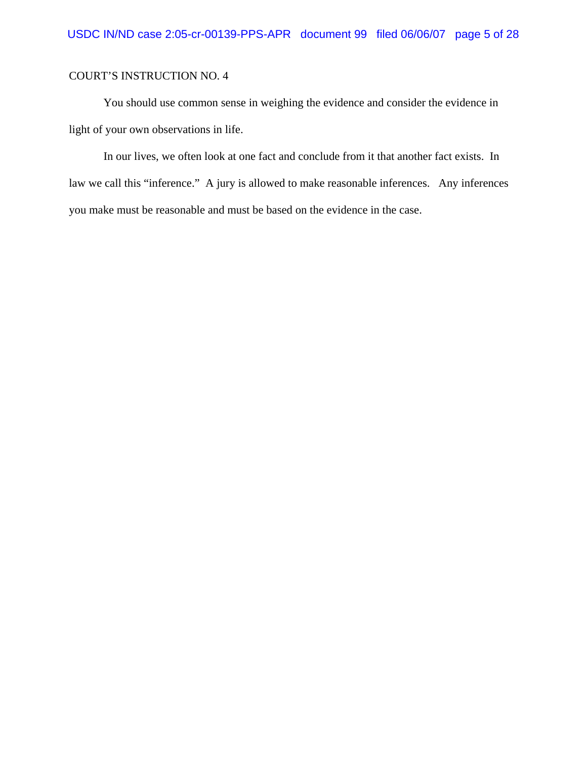COURT'S INSTRUCTION NO. 4

You should use common sense in weighing the evidence and consider the evidence in light of your own observations in life.

In our lives, we often look at one fact and conclude from it that another fact exists. In law we call this "inference." A jury is allowed to make reasonable inferences. Any inferences you make must be reasonable and must be based on the evidence in the case.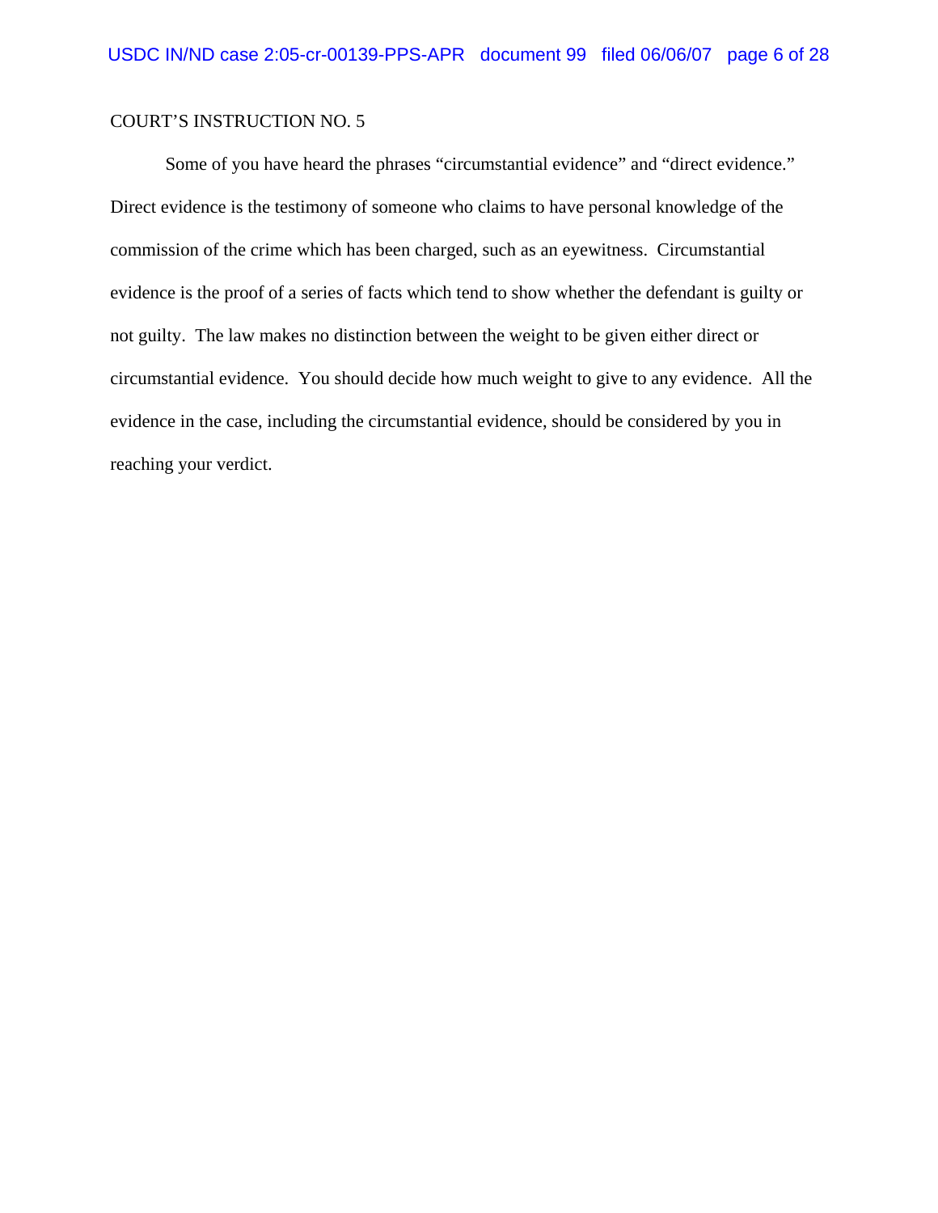COURT'S INSTRUCTION NO. 5

Some of you have heard the phrases "circumstantial evidence" and "direct evidence." Direct evidence is the testimony of someone who claims to have personal knowledge of the commission of the crime which has been charged, such as an eyewitness. Circumstantial evidence is the proof of a series of facts which tend to show whether the defendant is guilty or not guilty. The law makes no distinction between the weight to be given either direct or circumstantial evidence. You should decide how much weight to give to any evidence. All the evidence in the case, including the circumstantial evidence, should be considered by you in reaching your verdict.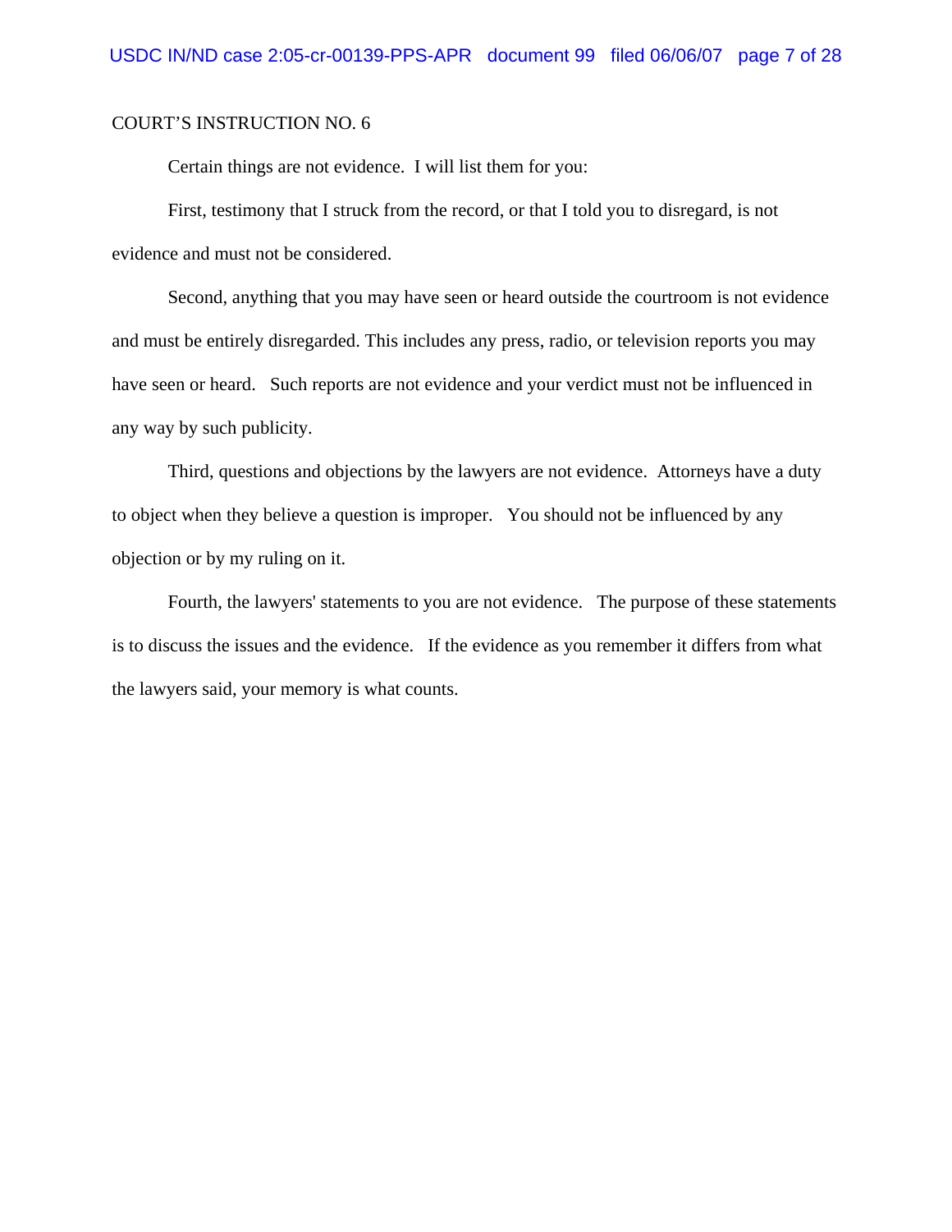COURT'S INSTRUCTION NO. 6

Certain things are not evidence. I will list them for you:

First, testimony that I struck from the record, or that I told you to disregard, is not evidence and must not be considered.

Second, anything that you may have seen or heard outside the courtroom is not evidence and must be entirely disregarded. This includes any press, radio, or television reports you may have seen or heard. Such reports are not evidence and your verdict must not be influenced in any way by such publicity.

Third, questions and objections by the lawyers are not evidence. Attorneys have a duty to object when they believe a question is improper. You should not be influenced by any objection or by my ruling on it.

Fourth, the lawyers' statements to you are not evidence. The purpose of these statements is to discuss the issues and the evidence. If the evidence as you remember it differs from what the lawyers said, your memory is what counts.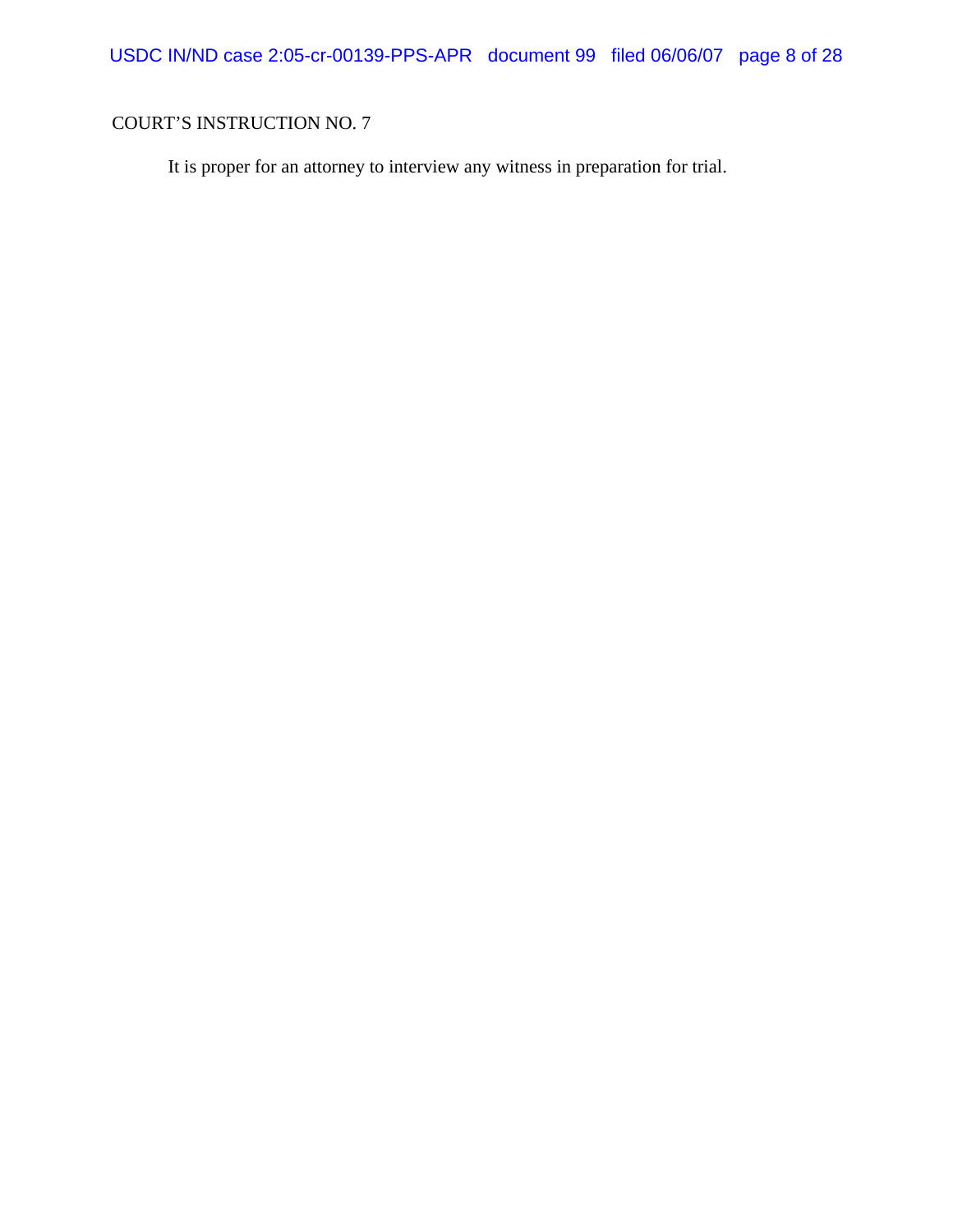COURT'S INSTRUCTION NO. 7

It is proper for an attorney to interview any witness in preparation for trial.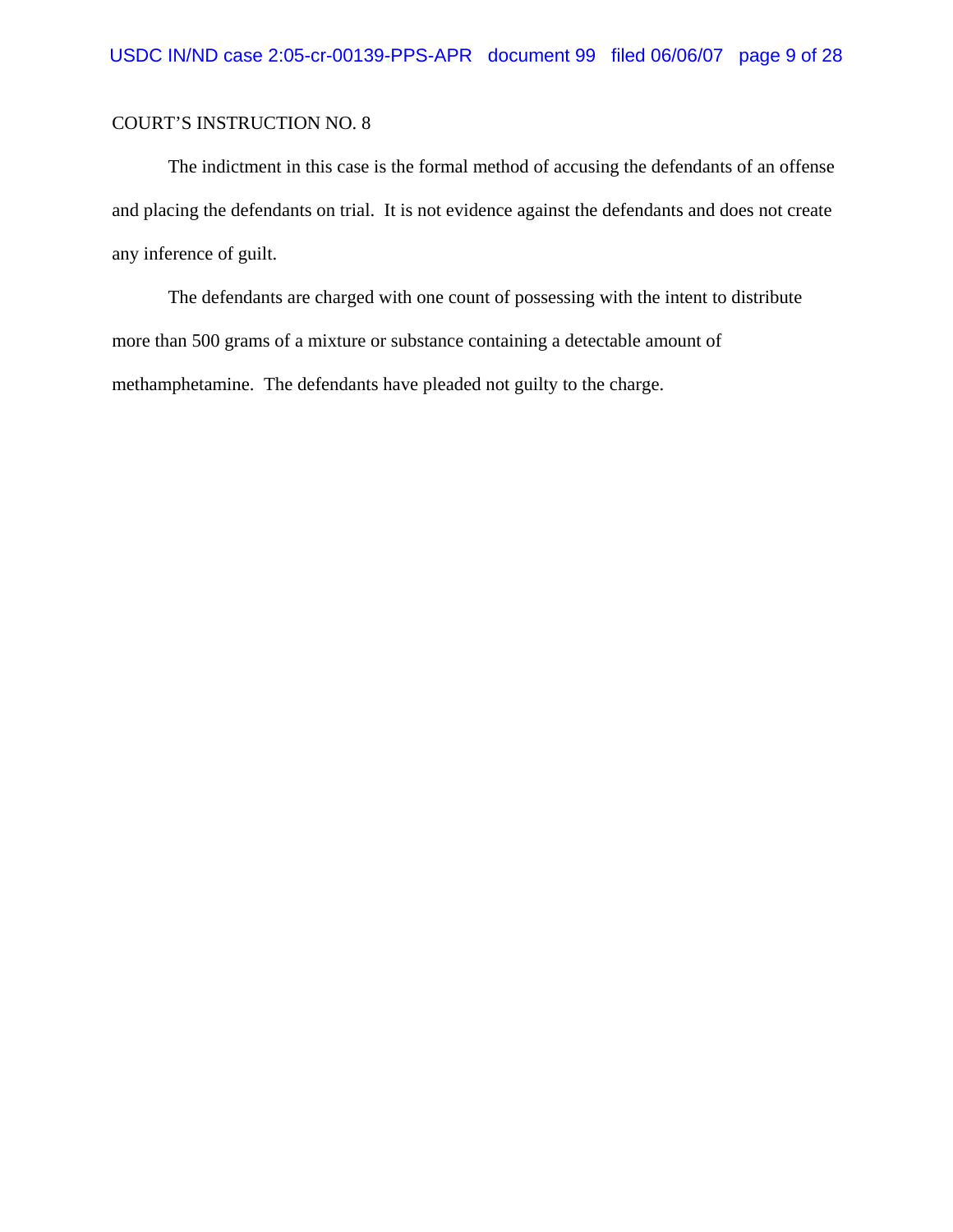COURT'S INSTRUCTION NO. 8

The indictment in this case is the formal method of accusing the defendants of an offense and placing the defendants on trial. It is not evidence against the defendants and does not create any inference of guilt.

The defendants are charged with one count of possessing with the intent to distribute more than 500 grams of a mixture or substance containing a detectable amount of methamphetamine. The defendants have pleaded not guilty to the charge.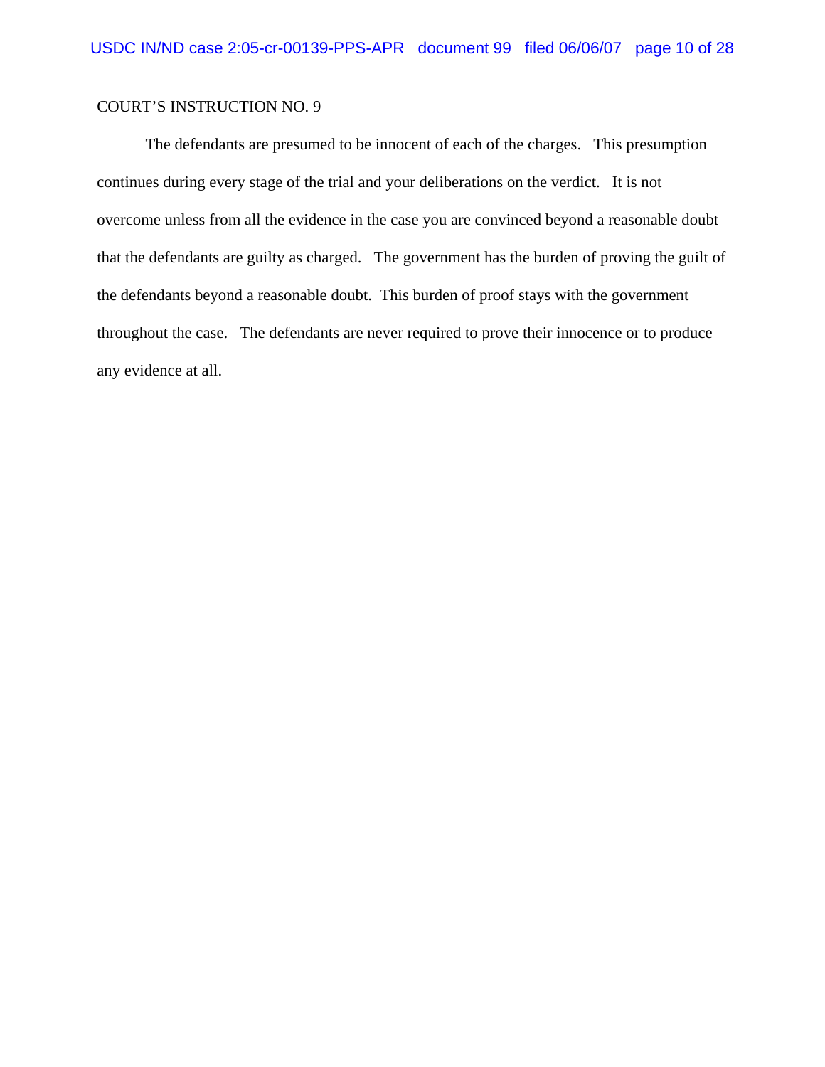COURT'S INSTRUCTION NO. 9

The defendants are presumed to be innocent of each of the charges. This presumption continues during every stage of the trial and your deliberations on the verdict. It is not overcome unless from all the evidence in the case you are convinced beyond a reasonable doubt that the defendants are guilty as charged. The government has the burden of proving the guilt of the defendants beyond a reasonable doubt. This burden of proof stays with the government throughout the case. The defendants are never required to prove their innocence or to produce any evidence at all.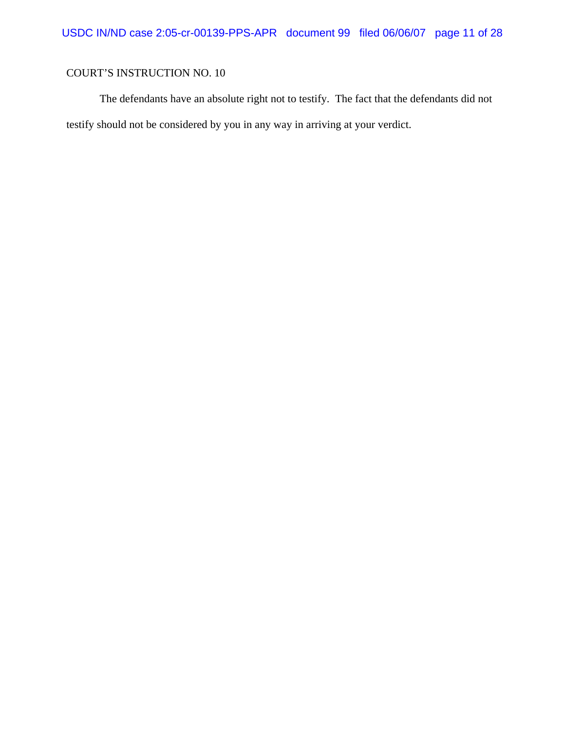COURT'S INSTRUCTION NO. 10

The defendants have an absolute right not to testify. The fact that the defendants did not testify should not be considered by you in any way in arriving at your verdict.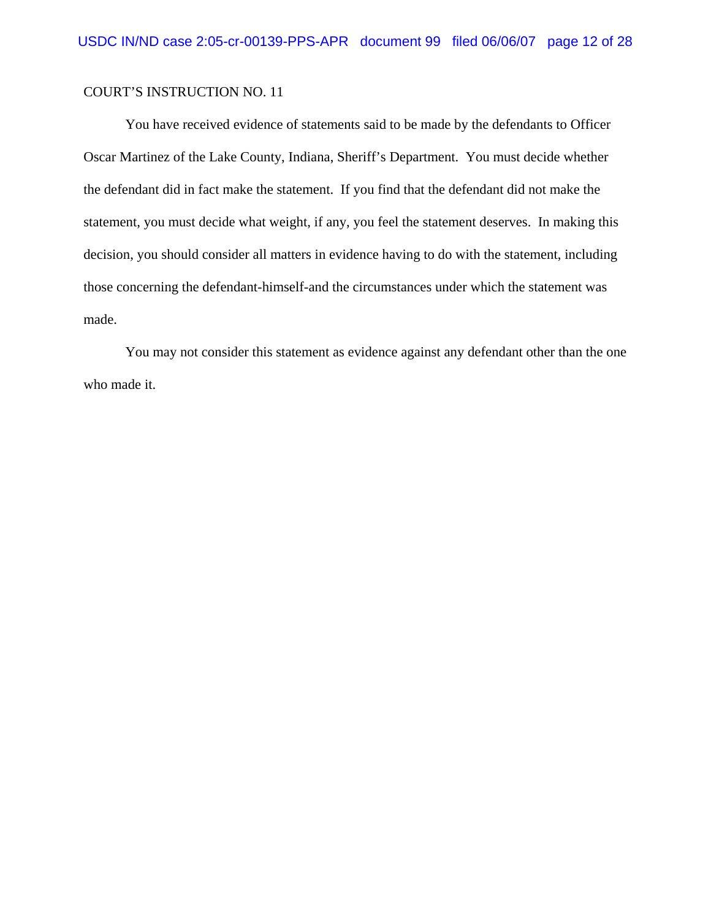COURT'S INSTRUCTION NO. 11

You have received evidence of statements said to be made by the defendants to Officer Oscar Martinez of the Lake County, Indiana, Sheriff's Department. You must decide whether the defendant did in fact make the statement. If you find that the defendant did not make the statement, you must decide what weight, if any, you feel the statement deserves. In making this decision, you should consider all matters in evidence having to do with the statement, including those concerning the defendant-himself-and the circumstances under which the statement was made.

You may not consider this statement as evidence against any defendant other than the one who made it.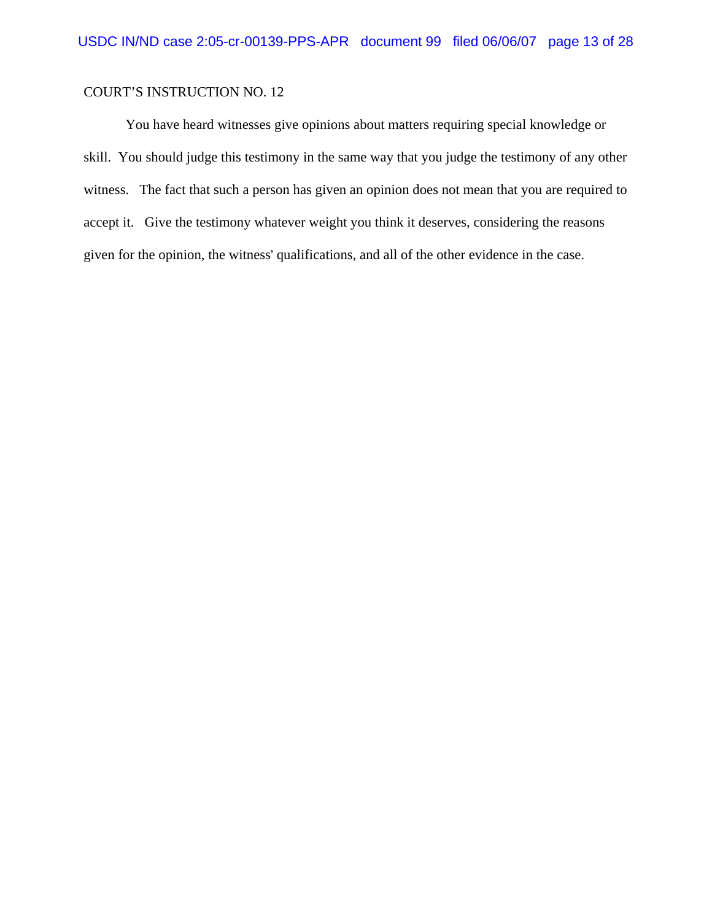COURT'S INSTRUCTION NO. 12

You have heard witnesses give opinions about matters requiring special knowledge or skill. You should judge this testimony in the same way that you judge the testimony of any other witness. The fact that such a person has given an opinion does not mean that you are required to accept it. Give the testimony whatever weight you think it deserves, considering the reasons given for the opinion, the witness' qualifications, and all of the other evidence in the case.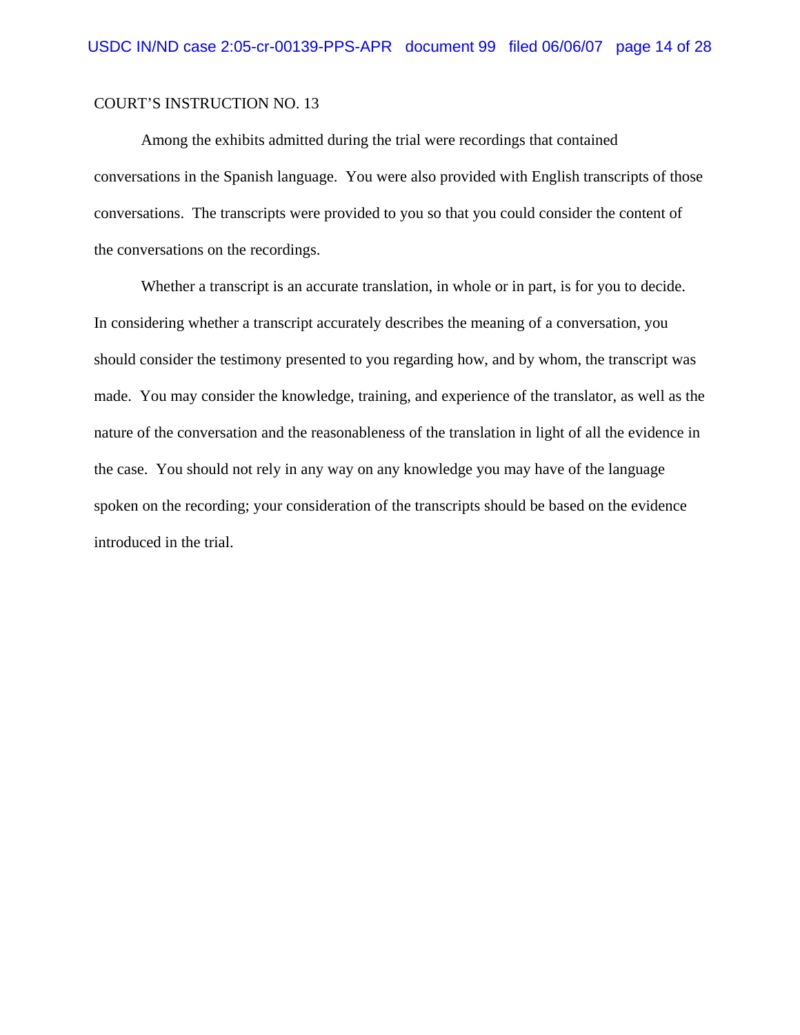COURT'S INSTRUCTION NO. 13

Among the exhibits admitted during the trial were recordings that contained conversations in the Spanish language. You were also provided with English transcripts of those conversations. The transcripts were provided to you so that you could consider the content of the conversations on the recordings.

Whether a transcript is an accurate translation, in whole or in part, is for you to decide. In considering whether a transcript accurately describes the meaning of a conversation, you should consider the testimony presented to you regarding how, and by whom, the transcript was made. You may consider the knowledge, training, and experience of the translator, as well as the nature of the conversation and the reasonableness of the translation in light of all the evidence in the case. You should not rely in any way on any knowledge you may have of the language spoken on the recording; your consideration of the transcripts should be based on the evidence introduced in the trial.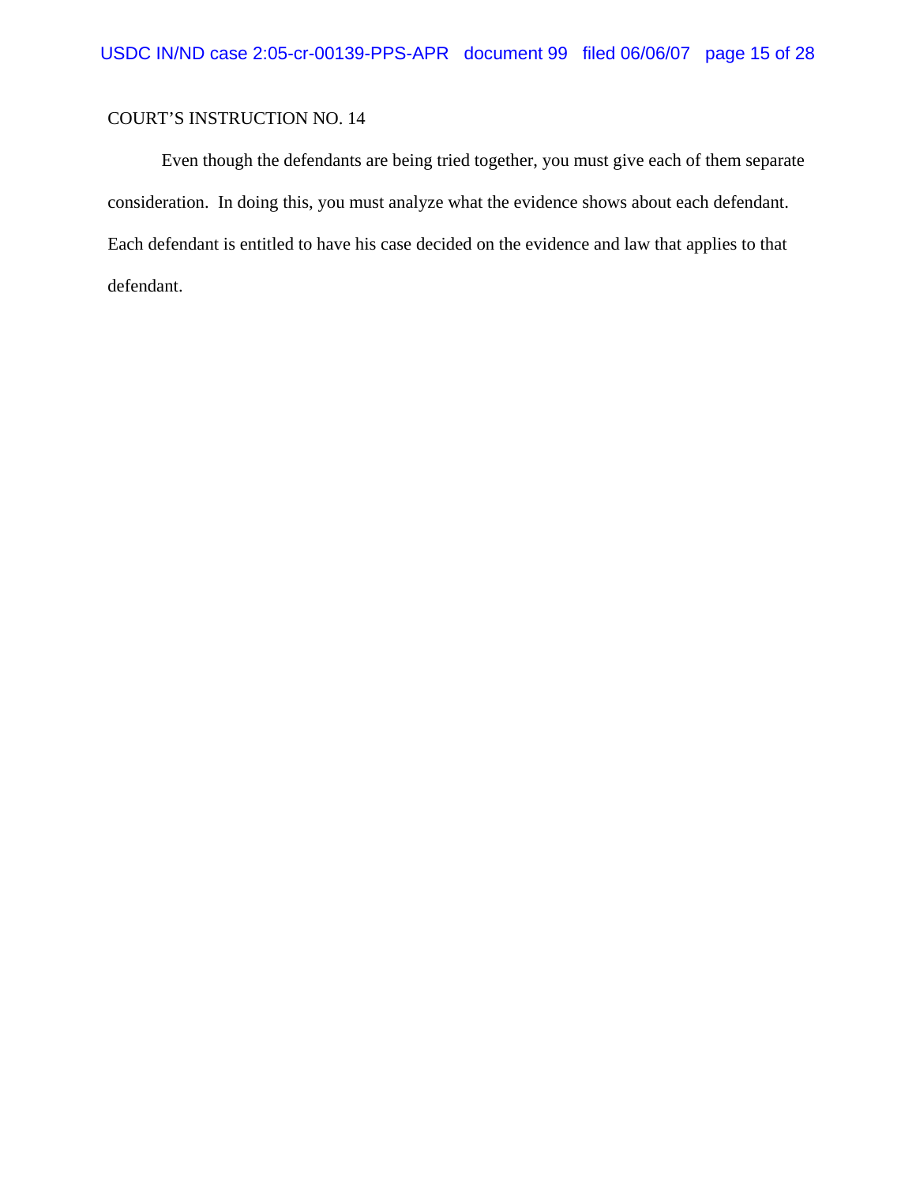COURT'S INSTRUCTION NO. 14

Even though the defendants are being tried together, you must give each of them separate consideration. In doing this, you must analyze what the evidence shows about each defendant. Each defendant is entitled to have his case decided on the evidence and law that applies to that defendant.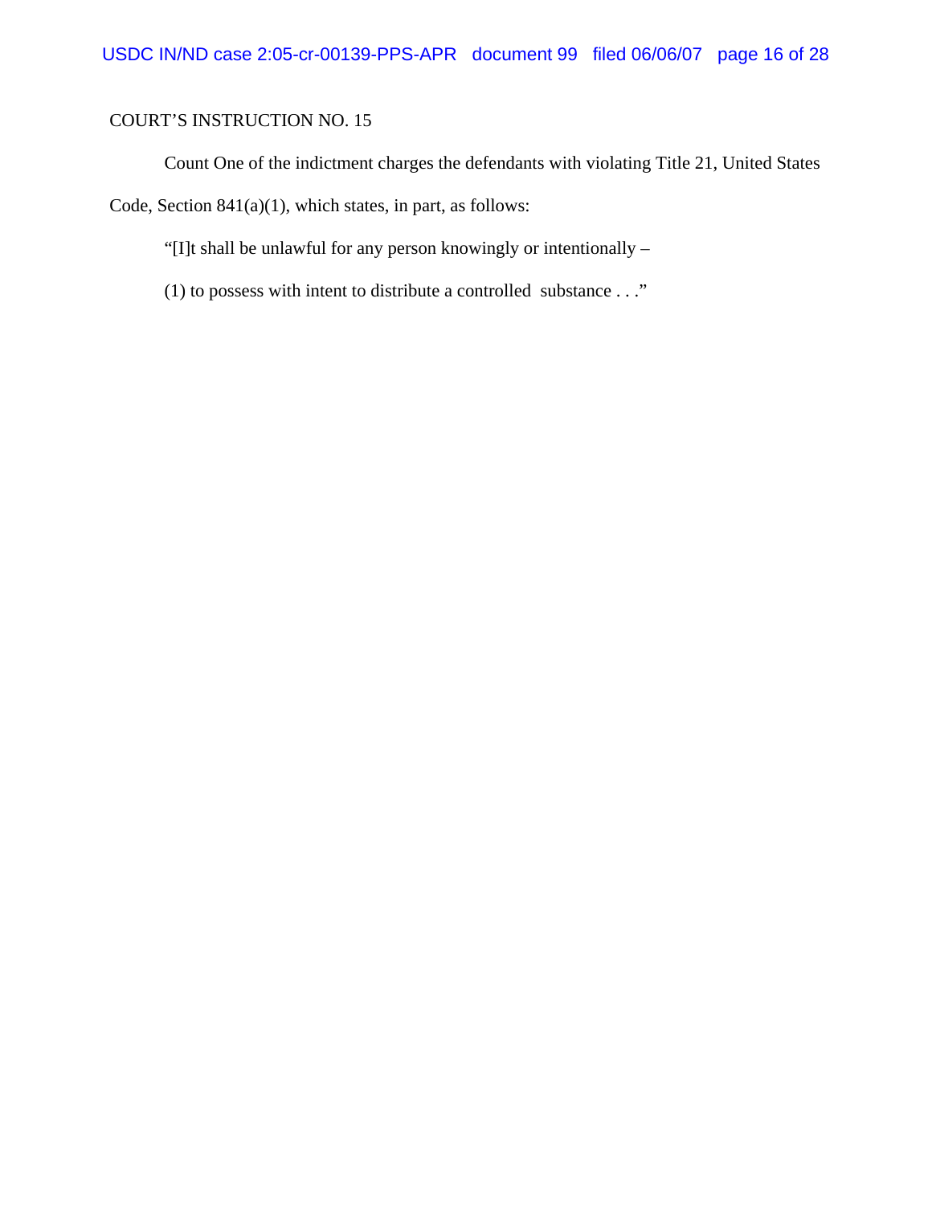COURT'S INSTRUCTION NO. 15

Count One of the indictment charges the defendants with violating Title 21, United States Code, Section 841(a)(1), which states, in part, as follows:

"[I]t shall be unlawful for any person knowingly or intentionally –

(1) to possess with intent to distribute a controlled substance . . ."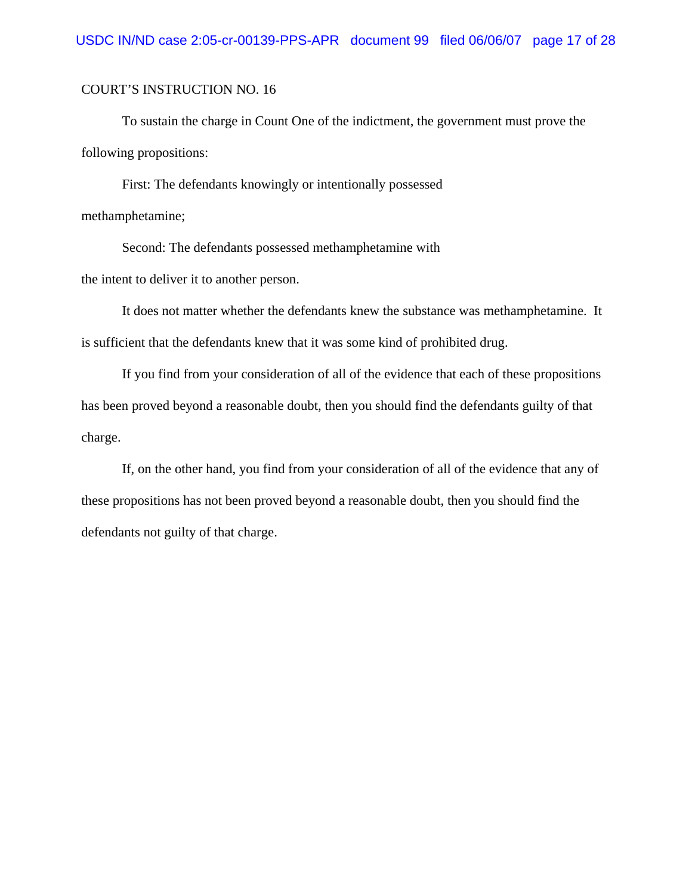COURT'S INSTRUCTION NO. 16

To sustain the charge in Count One of the indictment, the government must prove the following propositions:

First: The defendants knowingly or intentionally possessed methamphetamine;

Second: The defendants possessed methamphetamine with the intent to deliver it to another person.

It does not matter whether the defendants knew the substance was methamphetamine. It is sufficient that the defendants knew that it was some kind of prohibited drug.

If you find from your consideration of all of the evidence that each of these propositions has been proved beyond a reasonable doubt, then you should find the defendants guilty of that charge.

If, on the other hand, you find from your consideration of all of the evidence that any of these propositions has not been proved beyond a reasonable doubt, then you should find the defendants not guilty of that charge.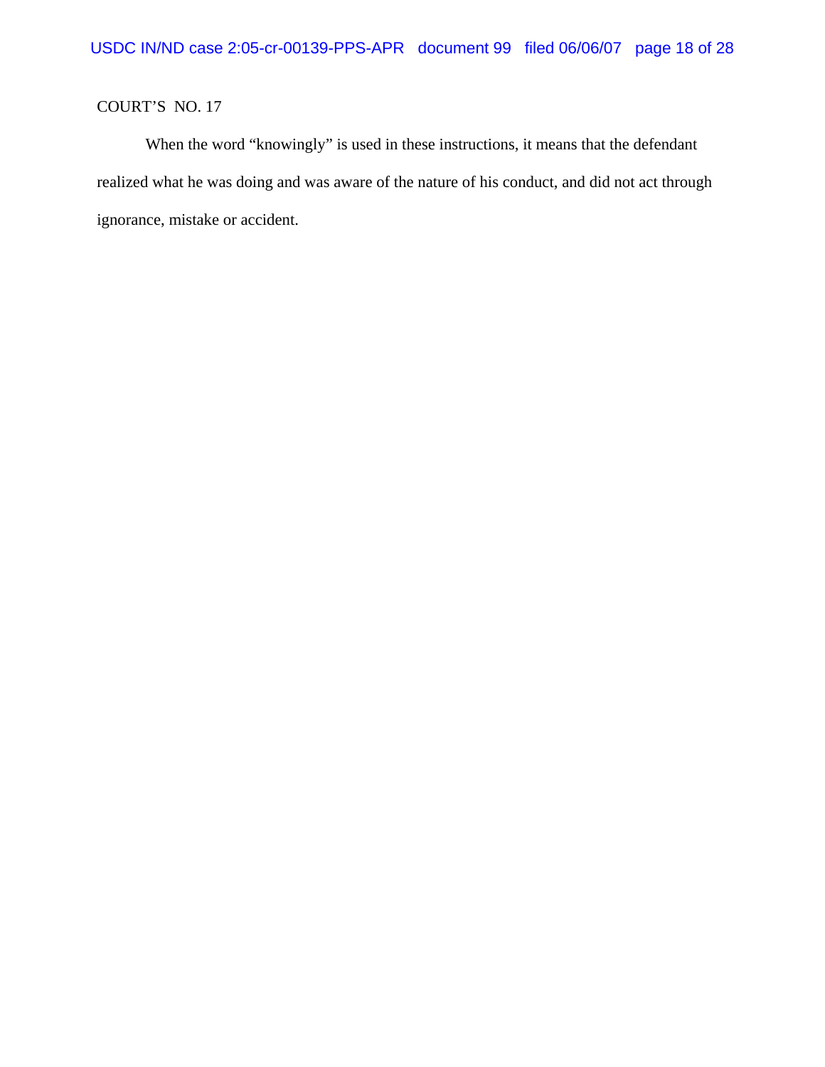COURT'S NO. 17

When the word "knowingly" is used in these instructions, it means that the defendant realized what he was doing and was aware of the nature of his conduct, and did not act through ignorance, mistake or accident.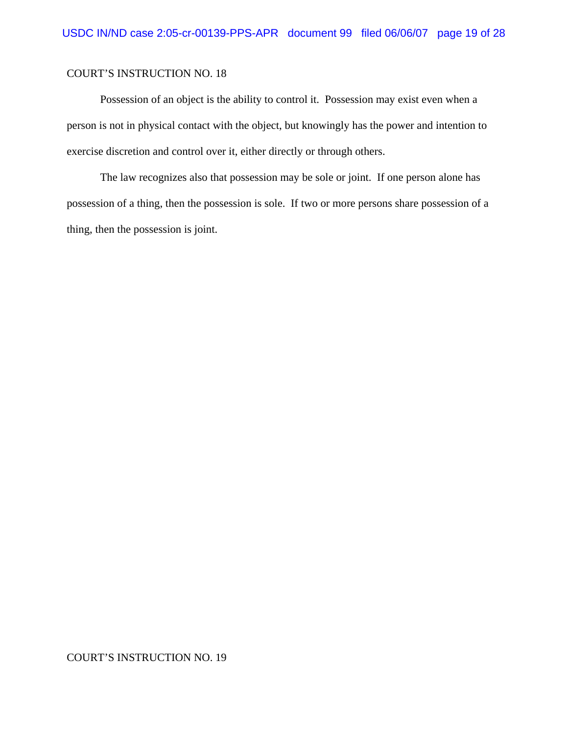COURT'S INSTRUCTION NO. 18

Possession of an object is the ability to control it. Possession may exist even when a person is not in physical contact with the object, but knowingly has the power and intention to exercise discretion and control over it, either directly or through others.

The law recognizes also that possession may be sole or joint. If one person alone has possession of a thing, then the possession is sole. If two or more persons share possession of a thing, then the possession is joint.

COURT'S INSTRUCTION NO. 19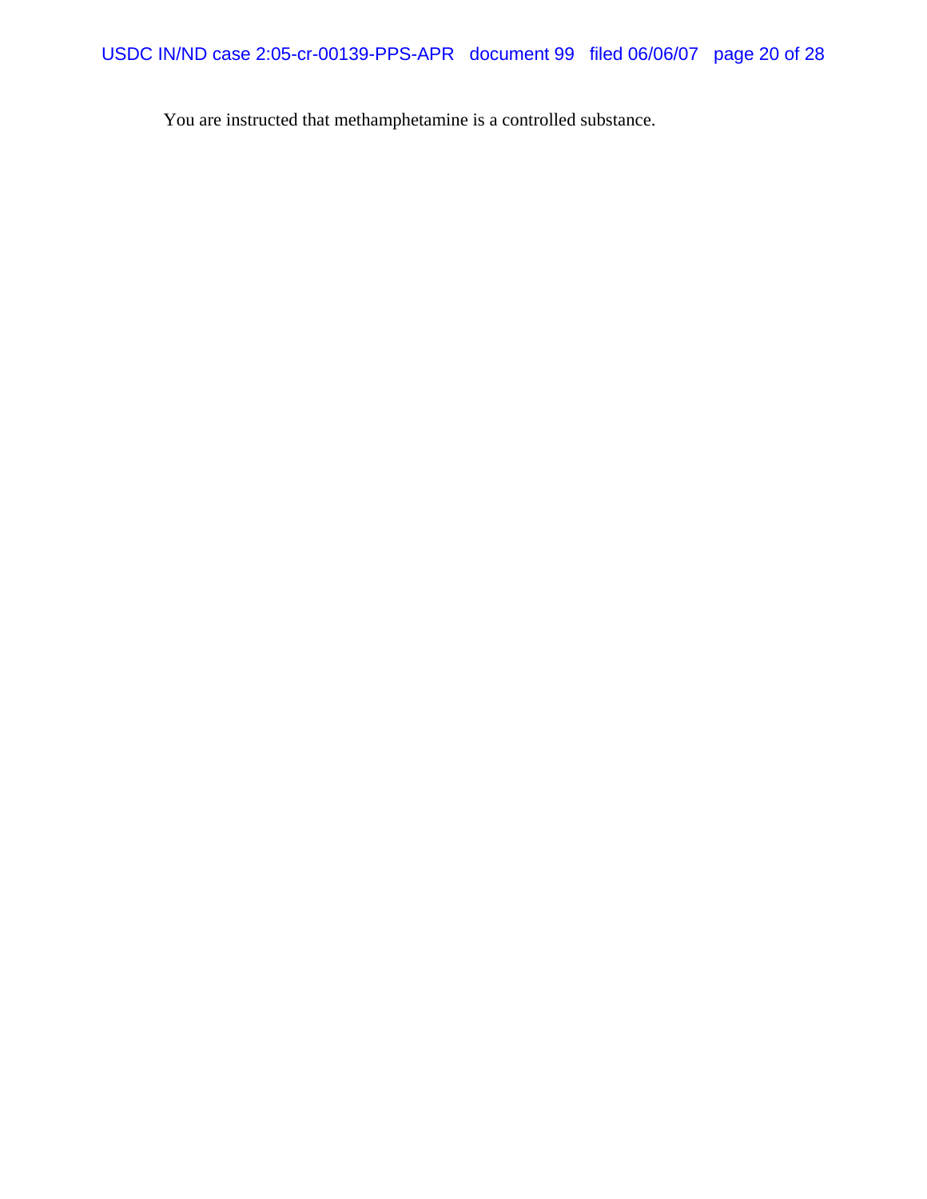You are instructed that methamphetamine is a controlled substance.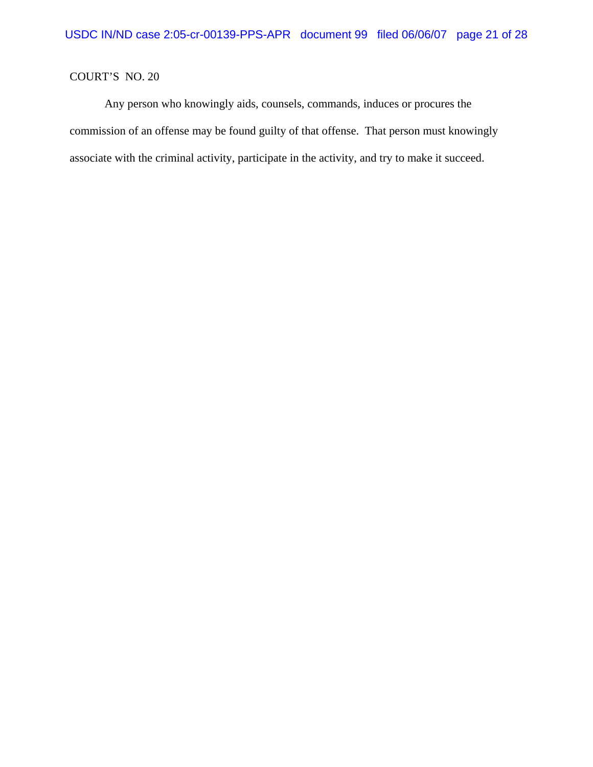COURT'S NO. 20

Any person who knowingly aids, counsels, commands, induces or procures the commission of an offense may be found guilty of that offense. That person must knowingly associate with the criminal activity, participate in the activity, and try to make it succeed.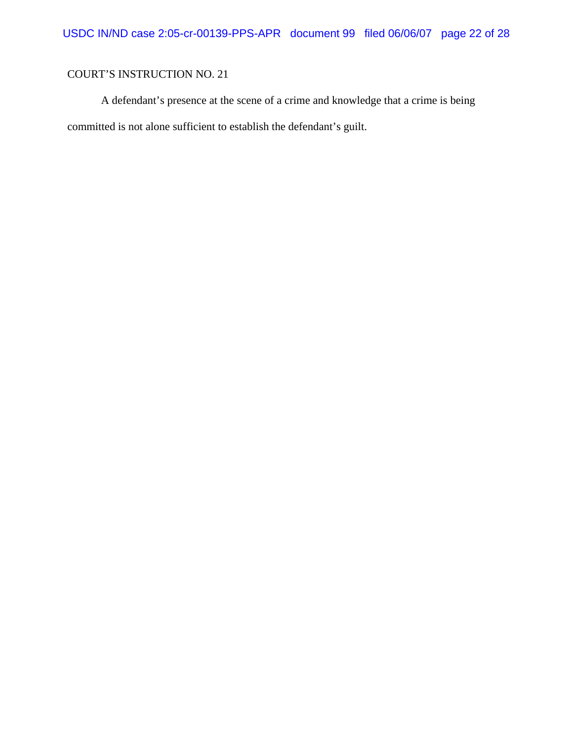COURT'S INSTRUCTION NO. 21

A defendant's presence at the scene of a crime and knowledge that a crime is being committed is not alone sufficient to establish the defendant's guilt.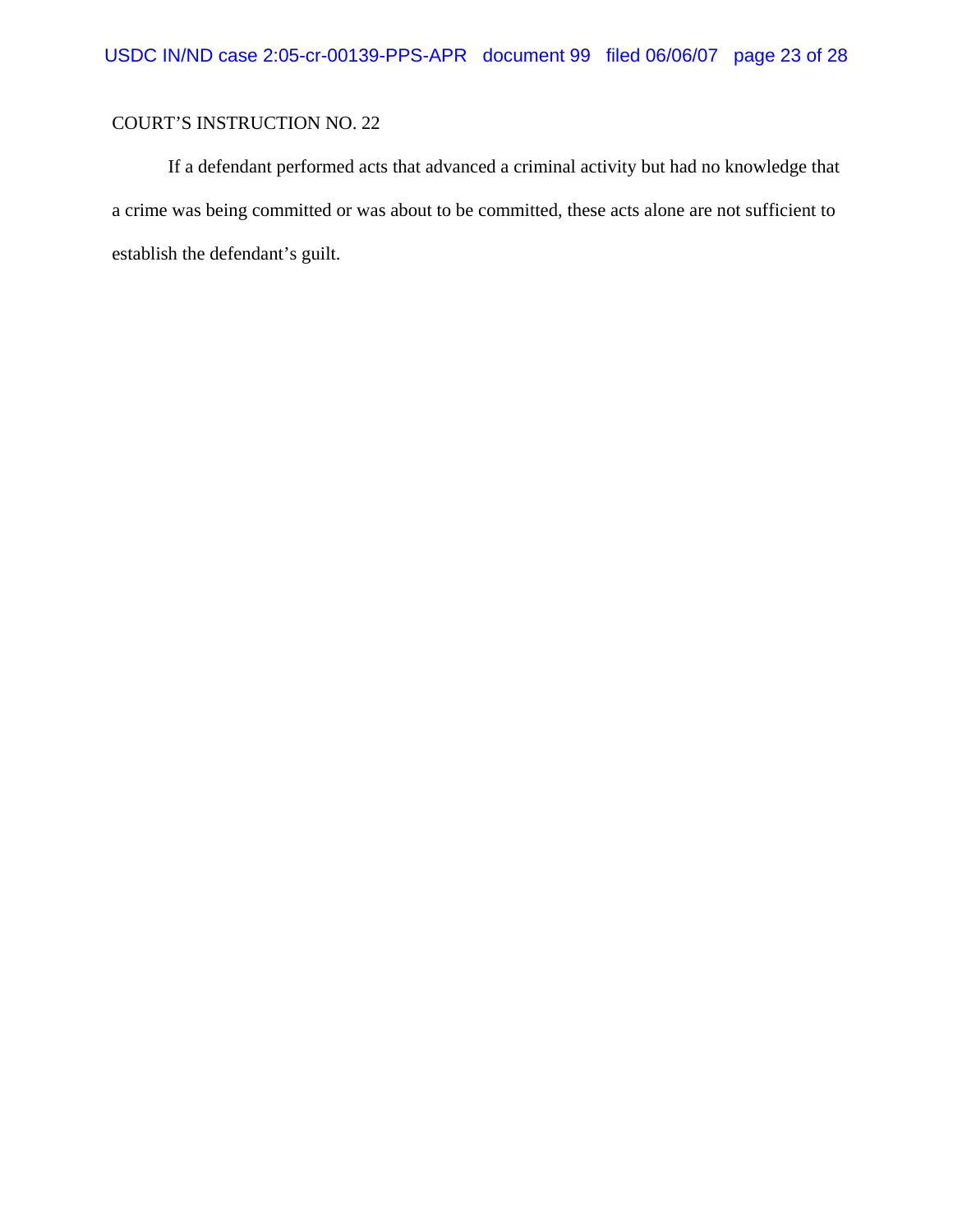COURT'S INSTRUCTION NO. 22

If a defendant performed acts that advanced a criminal activity but had no knowledge that a crime was being committed or was about to be committed, these acts alone are not sufficient to establish the defendant's guilt.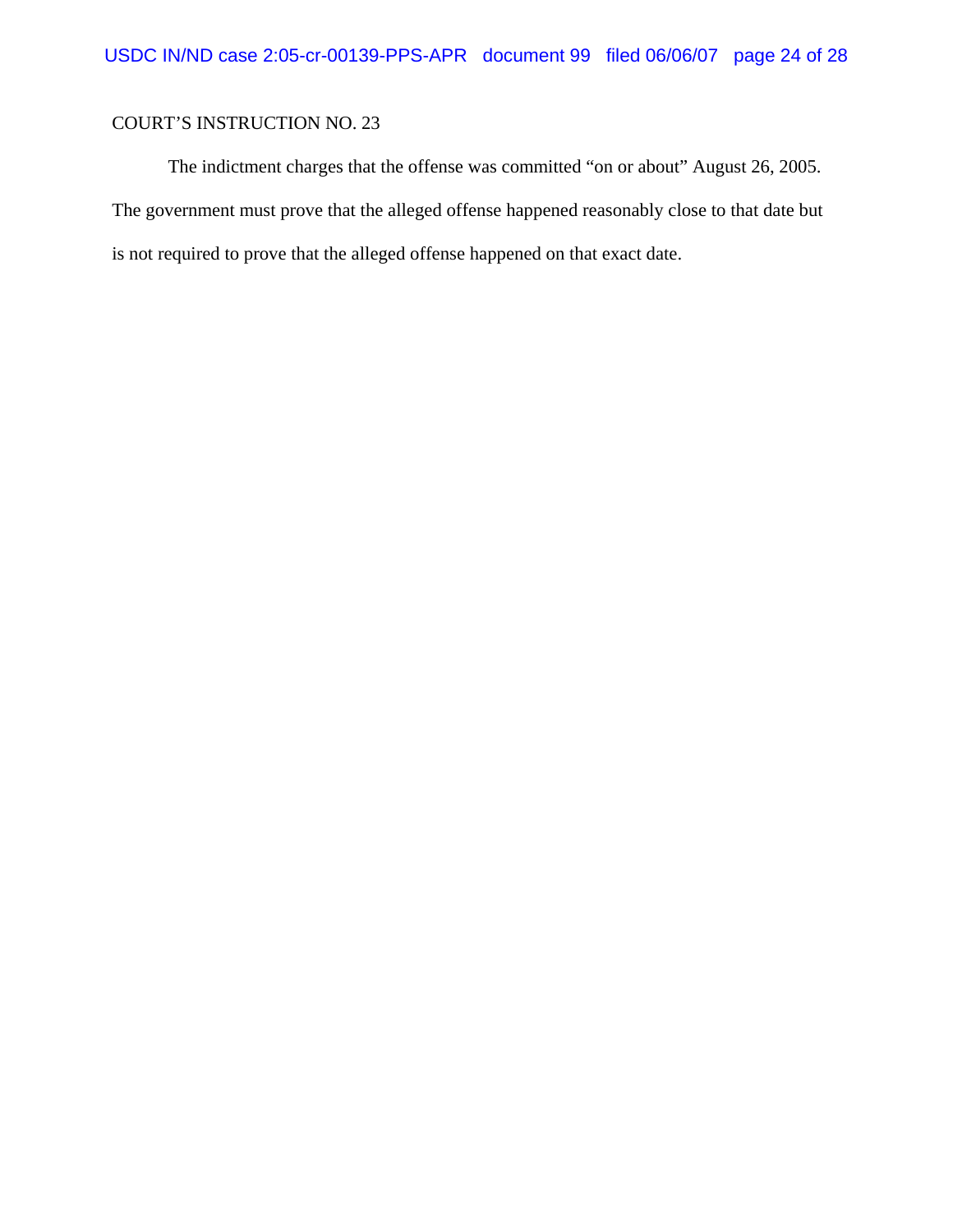COURT'S INSTRUCTION NO. 23

The indictment charges that the offense was committed "on or about" August 26, 2005. The government must prove that the alleged offense happened reasonably close to that date but is not required to prove that the alleged offense happened on that exact date.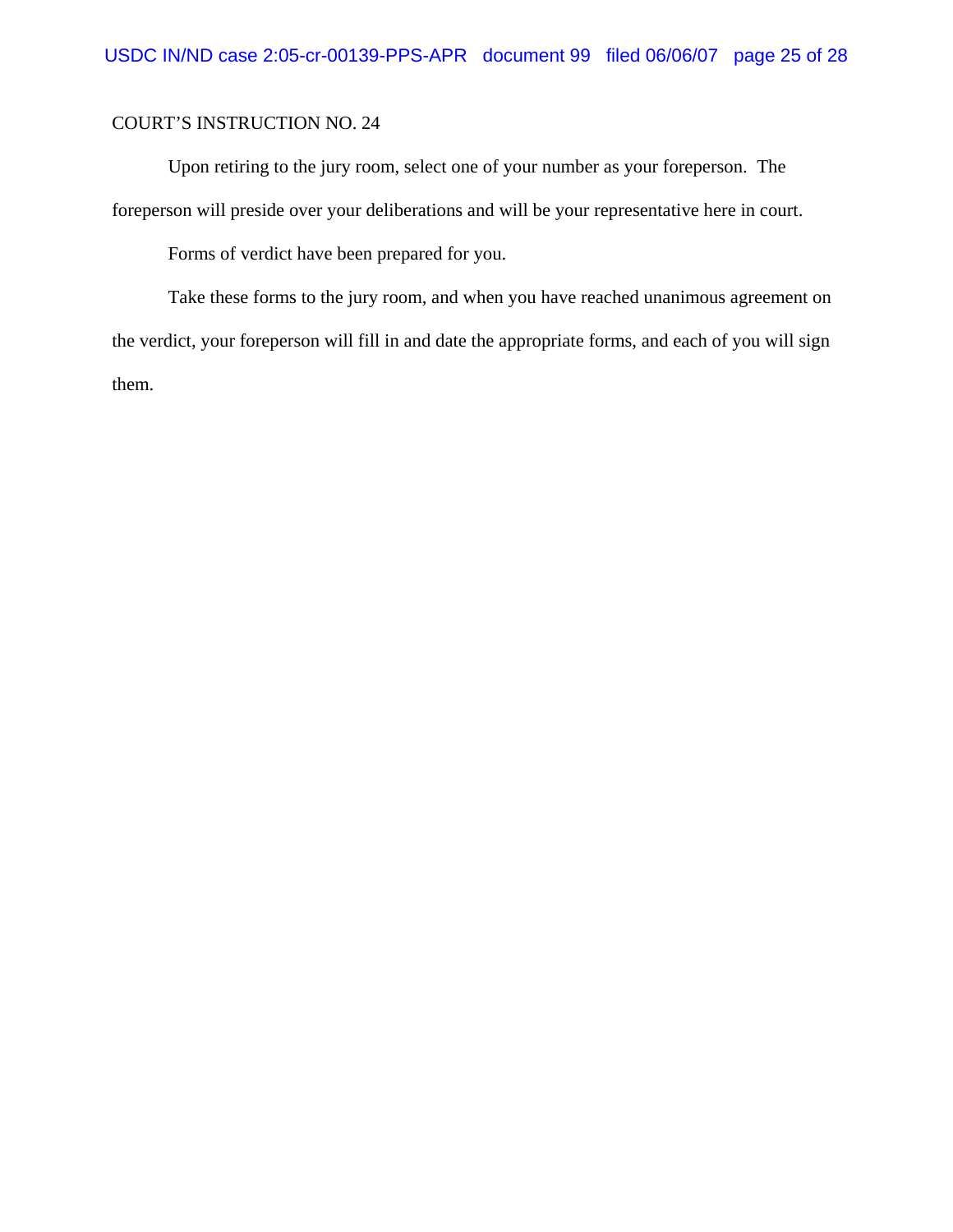COURT'S INSTRUCTION NO. 24

Upon retiring to the jury room, select one of your number as your foreperson. The foreperson will preside over your deliberations and will be your representative here in court.

Forms of verdict have been prepared for you.

Take these forms to the jury room, and when you have reached unanimous agreement on the verdict, your foreperson will fill in and date the appropriate forms, and each of you will sign them.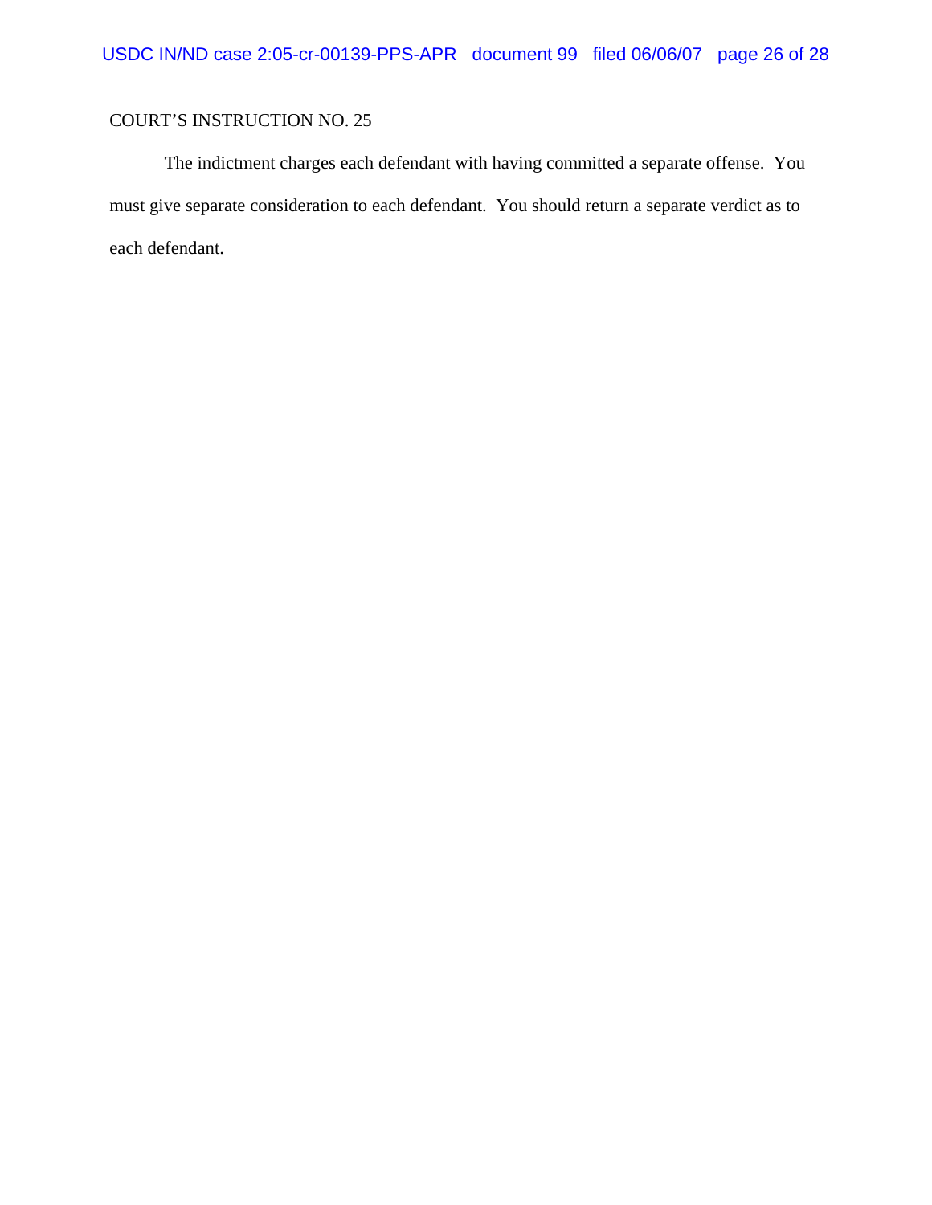COURT'S INSTRUCTION NO. 25

The indictment charges each defendant with having committed a separate offense. You must give separate consideration to each defendant. You should return a separate verdict as to each defendant.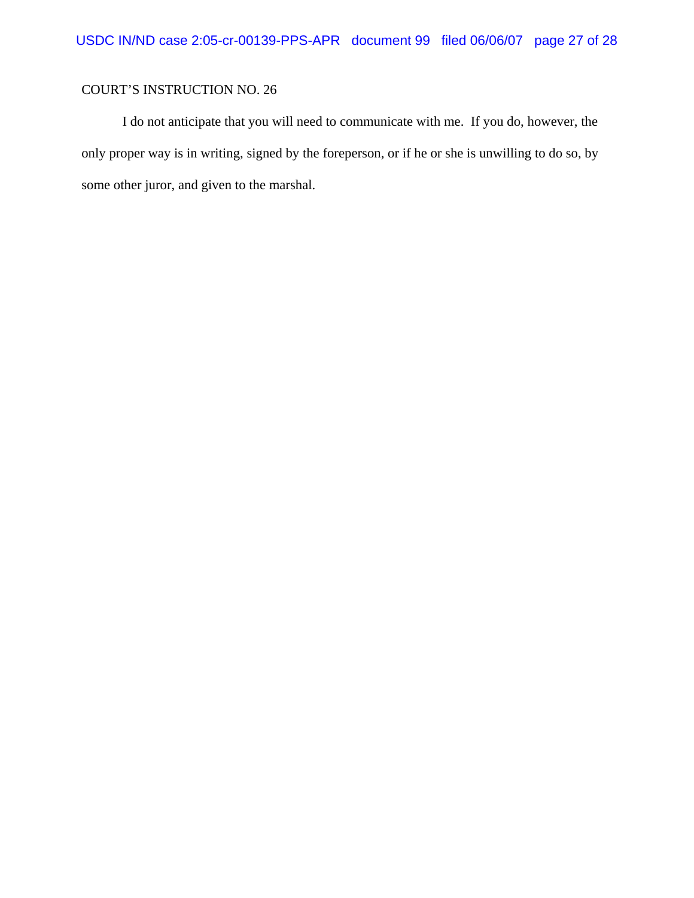COURT'S INSTRUCTION NO. 26

I do not anticipate that you will need to communicate with me. If you do, however, the only proper way is in writing, signed by the foreperson, or if he or she is unwilling to do so, by some other juror, and given to the marshal.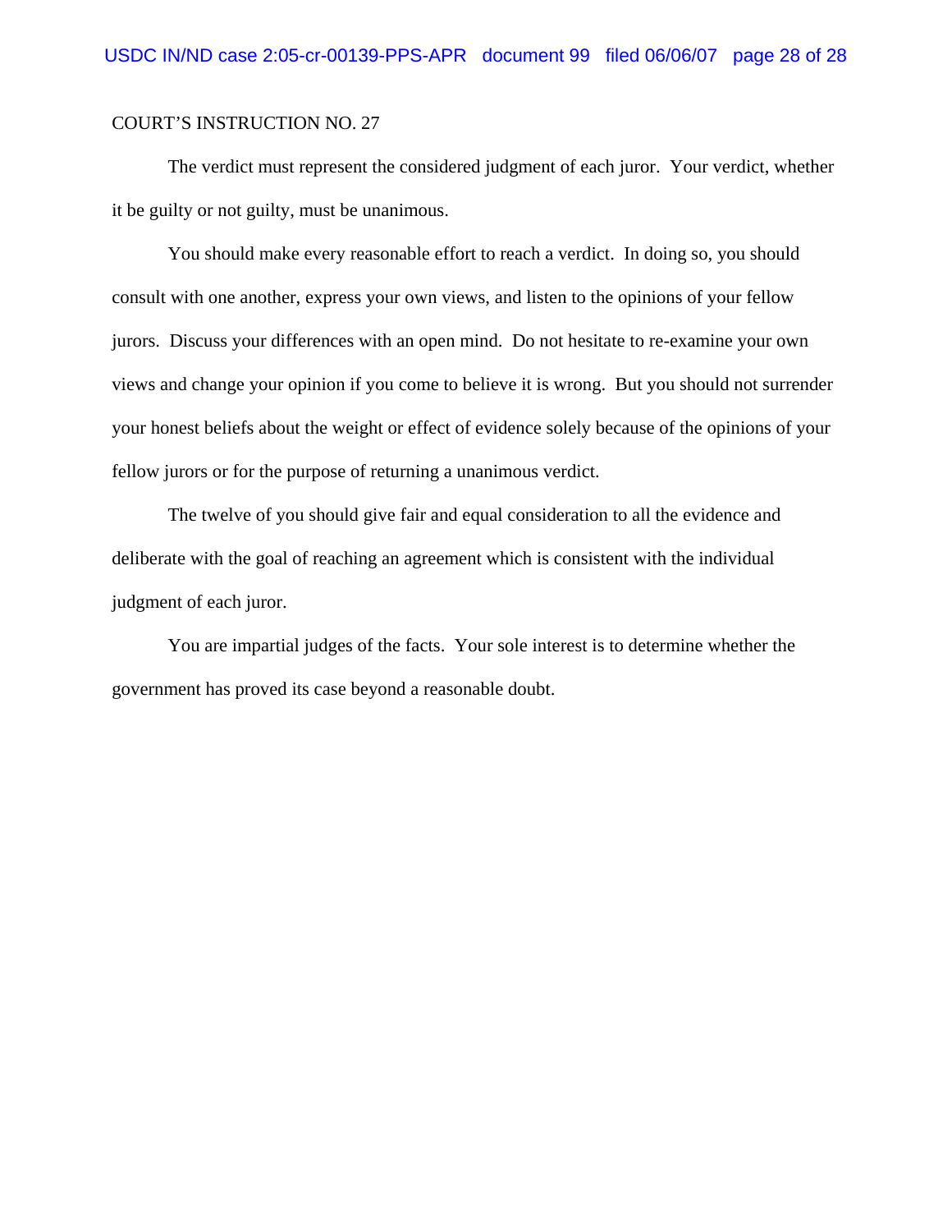COURT'S INSTRUCTION NO. 27

The verdict must represent the considered judgment of each juror. Your verdict, whether it be guilty or not guilty, must be unanimous.

You should make every reasonable effort to reach a verdict. In doing so, you should consult with one another, express your own views, and listen to the opinions of your fellow jurors. Discuss your differences with an open mind. Do not hesitate to re-examine your own views and change your opinion if you come to believe it is wrong. But you should not surrender your honest beliefs about the weight or effect of evidence solely because of the opinions of your fellow jurors or for the purpose of returning a unanimous verdict.

The twelve of you should give fair and equal consideration to all the evidence and deliberate with the goal of reaching an agreement which is consistent with the individual judgment of each juror.

You are impartial judges of the facts. Your sole interest is to determine whether the government has proved its case beyond a reasonable doubt.